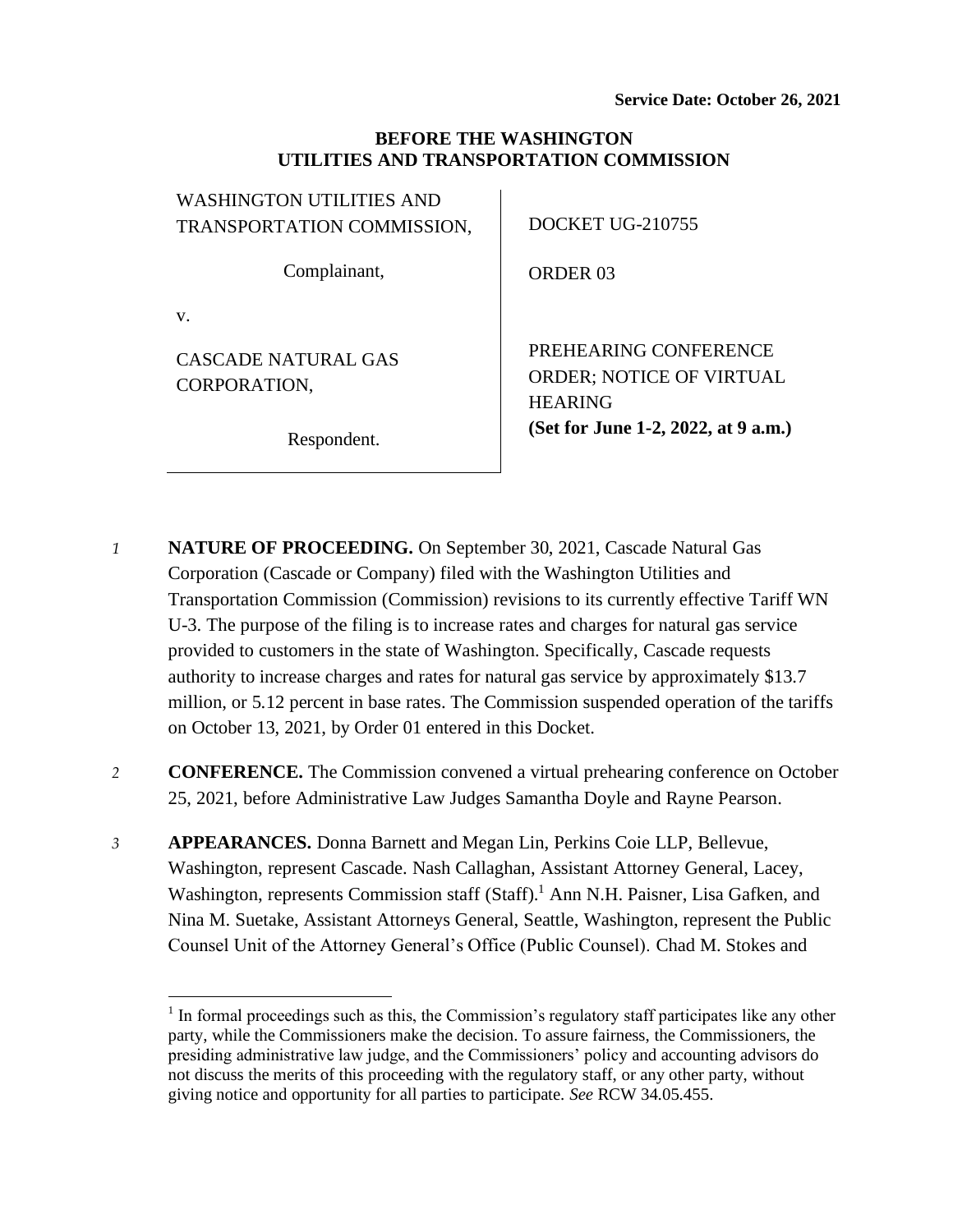**Service Date: October 26, 2021**

**BEFORE THE WASHINGTON UTILITIES AND TRANSPORTATION COMMISSION**

| | |
|---|---|
| WASHINGTON UTILITIES AND TRANSPORTATION COMMISSION,<br><br>Complainant,<br><br>v.<br><br>CASCADE NATURAL GAS CORPORATION,<br><br>Respondent. | DOCKET UG-210755<br><br>ORDER 03<br><br>PREHEARING CONFERENCE ORDER; NOTICE OF VIRTUAL HEARING<br>**(Set for June 1-2, 2022, at 9 a.m.)** |

*1* **NATURE OF PROCEEDING.** On September 30, 2021, Cascade Natural Gas Corporation (Cascade or Company) filed with the Washington Utilities and Transportation Commission (Commission) revisions to its currently effective Tariff WN U-3. The purpose of the filing is to increase rates and charges for natural gas service provided to customers in the state of Washington. Specifically, Cascade requests authority to increase charges and rates for natural gas service by approximately $13.7 million, or 5.12 percent in base rates. The Commission suspended operation of the tariffs on October 13, 2021, by Order 01 entered in this Docket.

*2* **CONFERENCE.** The Commission convened a virtual prehearing conference on October 25, 2021, before Administrative Law Judges Samantha Doyle and Rayne Pearson.

*3* **APPEARANCES.** Donna Barnett and Megan Lin, Perkins Coie LLP, Bellevue, Washington, represent Cascade. Nash Callaghan, Assistant Attorney General, Lacey, Washington, represents Commission staff (Staff).[1] Ann N.H. Paisner, Lisa Gafken, and Nina M. Suetake, Assistant Attorneys General, Seattle, Washington, represent the Public Counsel Unit of the Attorney General's Office (Public Counsel). Chad M. Stokes and

[1] In formal proceedings such as this, the Commission's regulatory staff participates like any other party, while the Commissioners make the decision. To assure fairness, the Commissioners, the presiding administrative law judge, and the Commissioners' policy and accounting advisors do not discuss the merits of this proceeding with the regulatory staff, or any other party, without giving notice and opportunity for all parties to participate. *See* RCW 34.05.455.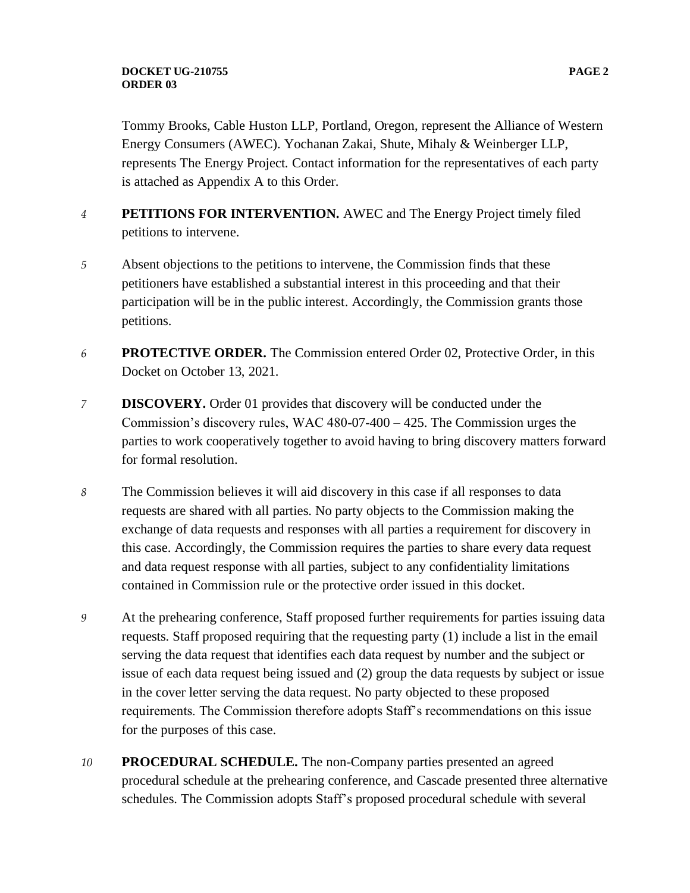Tommy Brooks, Cable Huston LLP, Portland, Oregon, represent the Alliance of Western Energy Consumers (AWEC). Yochanan Zakai, Shute, Mihaly & Weinberger LLP, represents The Energy Project. Contact information for the representatives of each party is attached as Appendix A to this Order.

4 **PETITIONS FOR INTERVENTION.** AWEC and The Energy Project timely filed petitions to intervene.

5 Absent objections to the petitions to intervene, the Commission finds that these petitioners have established a substantial interest in this proceeding and that their participation will be in the public interest. Accordingly, the Commission grants those petitions.

6 **PROTECTIVE ORDER.** The Commission entered Order 02, Protective Order, in this Docket on October 13, 2021.

7 **DISCOVERY.** Order 01 provides that discovery will be conducted under the Commission's discovery rules, WAC 480-07-400 – 425. The Commission urges the parties to work cooperatively together to avoid having to bring discovery matters forward for formal resolution.

8 The Commission believes it will aid discovery in this case if all responses to data requests are shared with all parties. No party objects to the Commission making the exchange of data requests and responses with all parties a requirement for discovery in this case. Accordingly, the Commission requires the parties to share every data request and data request response with all parties, subject to any confidentiality limitations contained in Commission rule or the protective order issued in this docket.

9 At the prehearing conference, Staff proposed further requirements for parties issuing data requests. Staff proposed requiring that the requesting party (1) include a list in the email serving the data request that identifies each data request by number and the subject or issue of each data request being issued and (2) group the data requests by subject or issue in the cover letter serving the data request. No party objected to these proposed requirements. The Commission therefore adopts Staff's recommendations on this issue for the purposes of this case.

10 **PROCEDURAL SCHEDULE.** The non-Company parties presented an agreed procedural schedule at the prehearing conference, and Cascade presented three alternative schedules. The Commission adopts Staff's proposed procedural schedule with several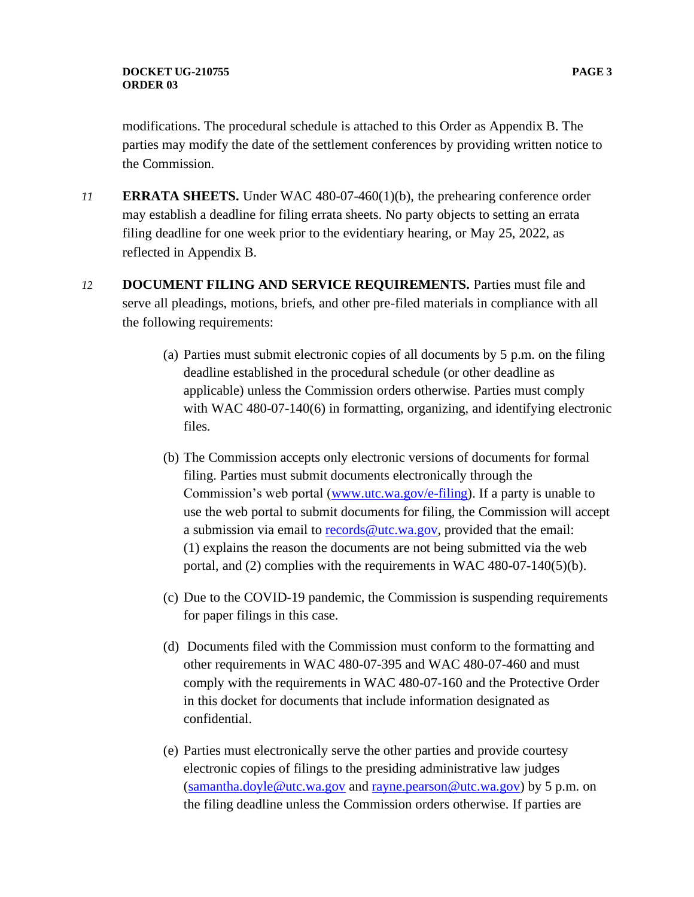modifications. The procedural schedule is attached to this Order as Appendix B. The parties may modify the date of the settlement conferences by providing written notice to the Commission.

11 **ERRATA SHEETS.** Under WAC 480-07-460(1)(b), the prehearing conference order may establish a deadline for filing errata sheets. No party objects to setting an errata filing deadline for one week prior to the evidentiary hearing, or May 25, 2022, as reflected in Appendix B.

12 **DOCUMENT FILING AND SERVICE REQUIREMENTS.** Parties must file and serve all pleadings, motions, briefs, and other pre-filed materials in compliance with all the following requirements:

(a) Parties must submit electronic copies of all documents by 5 p.m. on the filing deadline established in the procedural schedule (or other deadline as applicable) unless the Commission orders otherwise. Parties must comply with WAC 480-07-140(6) in formatting, organizing, and identifying electronic files.

(b) The Commission accepts only electronic versions of documents for formal filing. Parties must submit documents electronically through the Commission's web portal ([www.utc.wa.gov/e-filing](http://www.utc.wa.gov/e-filing)). If a party is unable to use the web portal to submit documents for filing, the Commission will accept a submission via email to [records@utc.wa.gov](mailto:records@utc.wa.gov), provided that the email: (1) explains the reason the documents are not being submitted via the web portal, and (2) complies with the requirements in WAC 480-07-140(5)(b).

(c) Due to the COVID-19 pandemic, the Commission is suspending requirements for paper filings in this case.

(d) Documents filed with the Commission must conform to the formatting and other requirements in WAC 480-07-395 and WAC 480-07-460 and must comply with the requirements in WAC 480-07-160 and the Protective Order in this docket for documents that include information designated as confidential.

(e) Parties must electronically serve the other parties and provide courtesy electronic copies of filings to the presiding administrative law judges ([samantha.doyle@utc.wa.gov](mailto:samantha.doyle@utc.wa.gov) and [rayne.pearson@utc.wa.gov](mailto:rayne.pearson@utc.wa.gov)) by 5 p.m. on the filing deadline unless the Commission orders otherwise. If parties are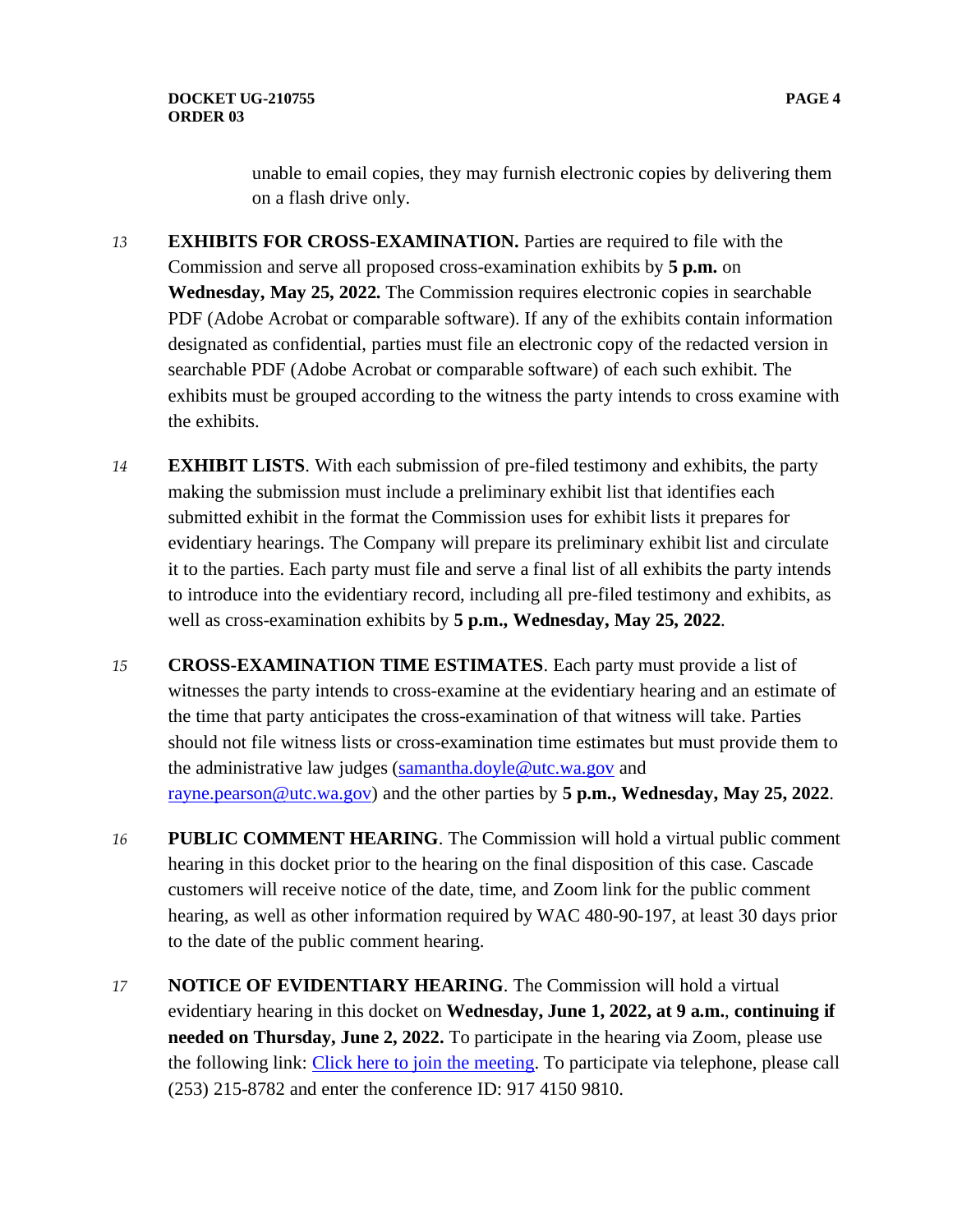unable to email copies, they may furnish electronic copies by delivering them on a flash drive only.

13 **EXHIBITS FOR CROSS-EXAMINATION.** Parties are required to file with the Commission and serve all proposed cross-examination exhibits by **5 p.m.** on **Wednesday, May 25, 2022.** The Commission requires electronic copies in searchable PDF (Adobe Acrobat or comparable software). If any of the exhibits contain information designated as confidential, parties must file an electronic copy of the redacted version in searchable PDF (Adobe Acrobat or comparable software) of each such exhibit. The exhibits must be grouped according to the witness the party intends to cross examine with the exhibits.

14 **EXHIBIT LISTS**. With each submission of pre-filed testimony and exhibits, the party making the submission must include a preliminary exhibit list that identifies each submitted exhibit in the format the Commission uses for exhibit lists it prepares for evidentiary hearings. The Company will prepare its preliminary exhibit list and circulate it to the parties. Each party must file and serve a final list of all exhibits the party intends to introduce into the evidentiary record, including all pre-filed testimony and exhibits, as well as cross-examination exhibits by **5 p.m., Wednesday, May 25, 2022**.

15 **CROSS-EXAMINATION TIME ESTIMATES**. Each party must provide a list of witnesses the party intends to cross-examine at the evidentiary hearing and an estimate of the time that party anticipates the cross-examination of that witness will take. Parties should not file witness lists or cross-examination time estimates but must provide them to the administrative law judges (samantha.doyle@utc.wa.gov and rayne.pearson@utc.wa.gov) and the other parties by **5 p.m., Wednesday, May 25, 2022**.

16 **PUBLIC COMMENT HEARING**. The Commission will hold a virtual public comment hearing in this docket prior to the hearing on the final disposition of this case. Cascade customers will receive notice of the date, time, and Zoom link for the public comment hearing, as well as other information required by WAC 480-90-197, at least 30 days prior to the date of the public comment hearing.

17 **NOTICE OF EVIDENTIARY HEARING**. The Commission will hold a virtual evidentiary hearing in this docket on **Wednesday, June 1, 2022, at 9 a.m.**, **continuing if needed on Thursday, June 2, 2022.** To participate in the hearing via Zoom, please use the following link: Click here to join the meeting. To participate via telephone, please call (253) 215-8782 and enter the conference ID: 917 4150 9810.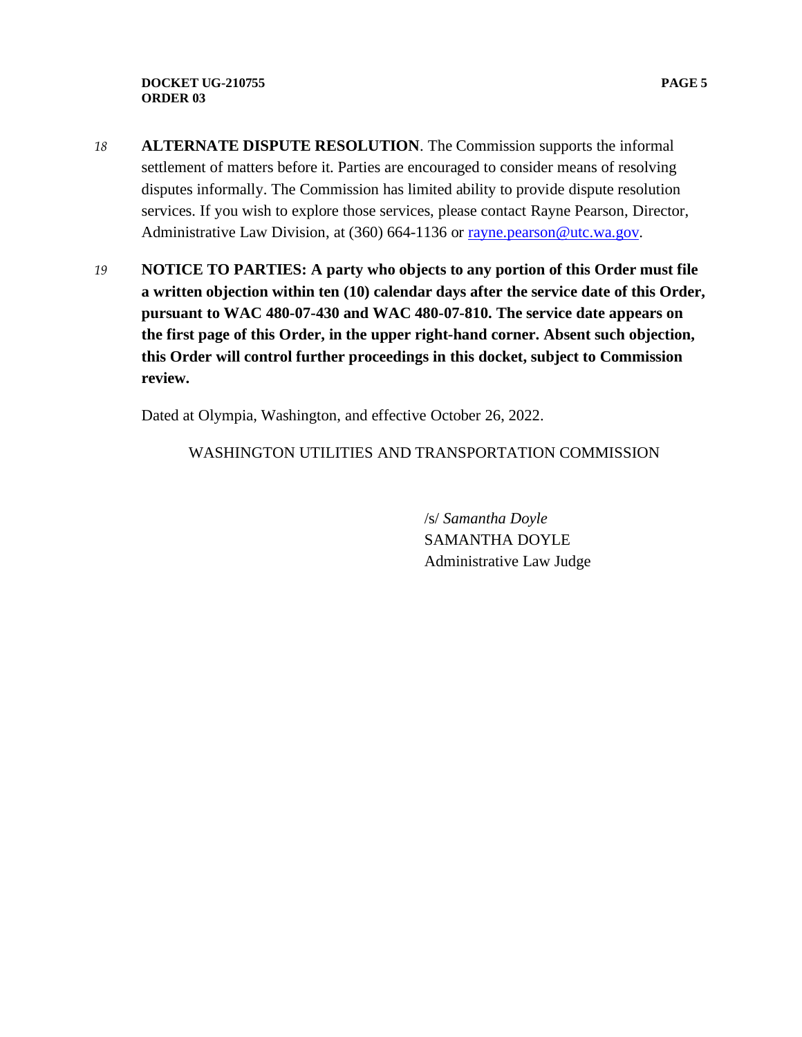18 **ALTERNATE DISPUTE RESOLUTION**. The Commission supports the informal settlement of matters before it. Parties are encouraged to consider means of resolving disputes informally. The Commission has limited ability to provide dispute resolution services. If you wish to explore those services, please contact Rayne Pearson, Director, Administrative Law Division, at (360) 664-1136 or rayne.pearson@utc.wa.gov.

19 **NOTICE TO PARTIES: A party who objects to any portion of this Order must file a written objection within ten (10) calendar days after the service date of this Order, pursuant to WAC 480-07-430 and WAC 480-07-810. The service date appears on the first page of this Order, in the upper right-hand corner. Absent such objection, this Order will control further proceedings in this docket, subject to Commission review.**

Dated at Olympia, Washington, and effective October 26, 2022.

WASHINGTON UTILITIES AND TRANSPORTATION COMMISSION

/s/ *Samantha Doyle*
SAMANTHA DOYLE
Administrative Law Judge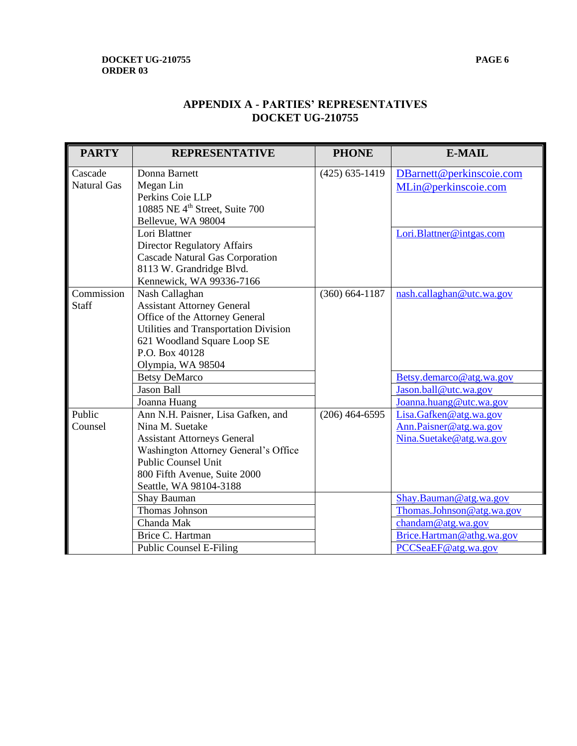## APPENDIX A - PARTIES' REPRESENTATIVES
## DOCKET UG-210755

| PARTY | REPRESENTATIVE | PHONE | E-MAIL |
|---|---|---|---|
| Cascade Natural Gas | Donna Barnett<br>Megan Lin<br>Perkins Coie LLP<br>10885 NE 4th Street, Suite 700<br>Bellevue, WA 98004 | (425) 635-1419 | DBarnett@perkinscoie.com<br>MLin@perkinscoie.com |
| | Lori Blattner<br>Director Regulatory Affairs<br>Cascade Natural Gas Corporation<br>8113 W. Grandridge Blvd.<br>Kennewick, WA 99336-7166 | | Lori.Blattner@intgas.com |
| Commission Staff | Nash Callaghan<br>Assistant Attorney General<br>Office of the Attorney General<br>Utilities and Transportation Division<br>621 Woodland Square Loop SE<br>P.O. Box 40128<br>Olympia, WA 98504 | (360) 664-1187 | nash.callaghan@utc.wa.gov |
| | Betsy DeMarco | | Betsy.demarco@atg.wa.gov |
| | Jason Ball | | Jason.ball@utc.wa.gov |
| | Joanna Huang | | Joanna.huang@utc.wa.gov |
| Public Counsel | Ann N.H. Paisner, Lisa Gafken, and Nina M. Suetake<br>Assistant Attorneys General<br>Washington Attorney General's Office<br>Public Counsel Unit<br>800 Fifth Avenue, Suite 2000<br>Seattle, WA 98104-3188 | (206) 464-6595 | Lisa.Gafken@atg.wa.gov<br>Ann.Paisner@atg.wa.gov<br>Nina.Suetake@atg.wa.gov |
| | Shay Bauman | | Shay.Bauman@atg.wa.gov |
| | Thomas Johnson | | Thomas.Johnson@atg.wa.gov |
| | Chanda Mak | | chandam@atg.wa.gov |
| | Brice C. Hartman | | Brice.Hartman@athg.wa.gov |
| | Public Counsel E-Filing | | PCCSeaEF@atg.wa.gov |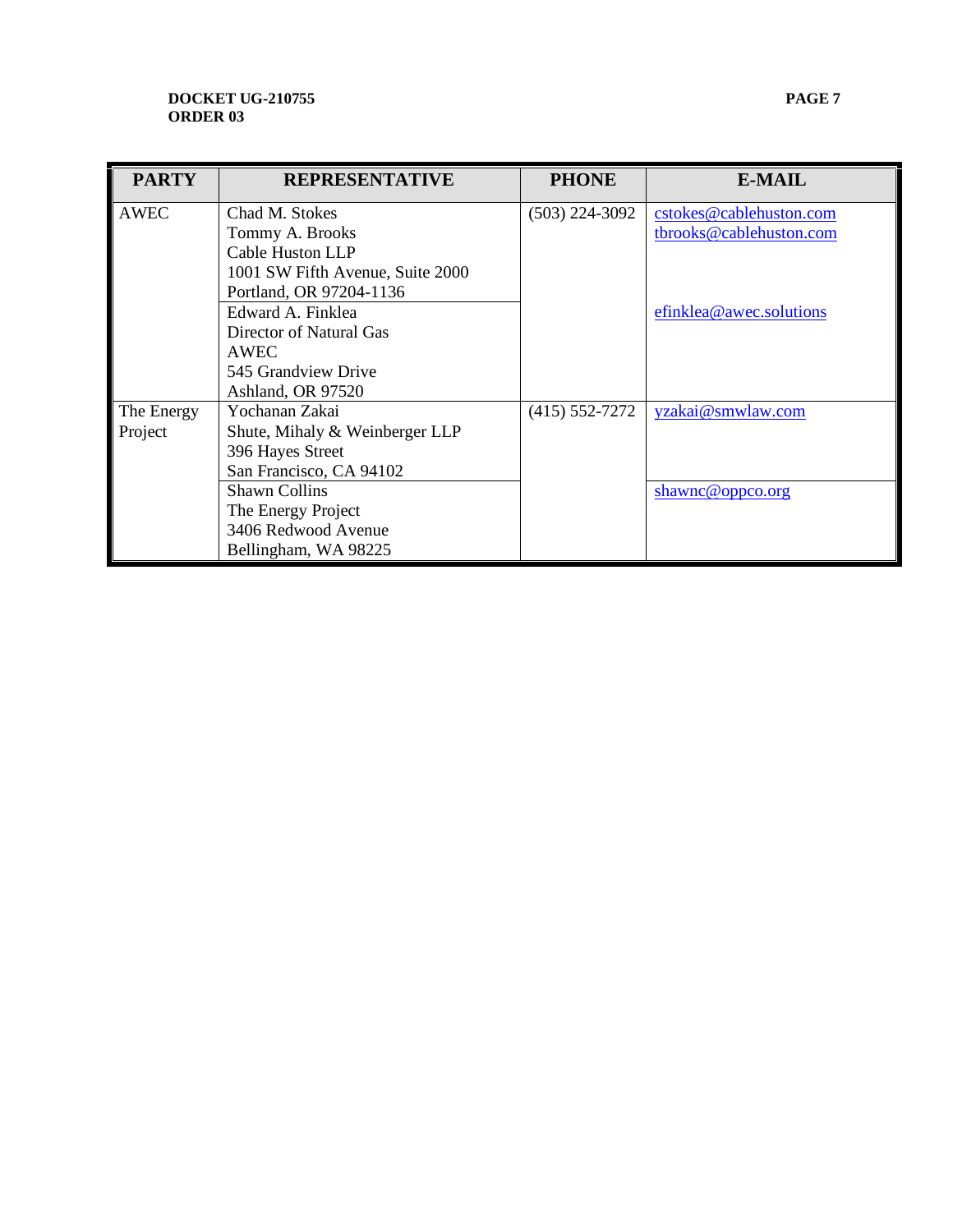| PARTY | REPRESENTATIVE | PHONE | E-MAIL |
| --- | --- | --- | --- |
| AWEC | Chad M. Stokes<br>Tommy A. Brooks<br>Cable Huston LLP<br>1001 SW Fifth Avenue, Suite 2000<br>Portland, OR 97204-1136 | (503) 224-3092 | cstokes@cablehuston.com<br>tbrooks@cablehuston.com |
| | Edward A. Finklea<br>Director of Natural Gas<br>AWEC<br>545 Grandview Drive<br>Ashland, OR 97520 | | efinklea@awec.solutions |
| The Energy Project | Yochanan Zakai<br>Shute, Mihaly & Weinberger LLP<br>396 Hayes Street<br>San Francisco, CA 94102 | (415) 552-7272 | yzakai@smwlaw.com |
| | Shawn Collins<br>The Energy Project<br>3406 Redwood Avenue<br>Bellingham, WA 98225 | | shawnc@oppco.org |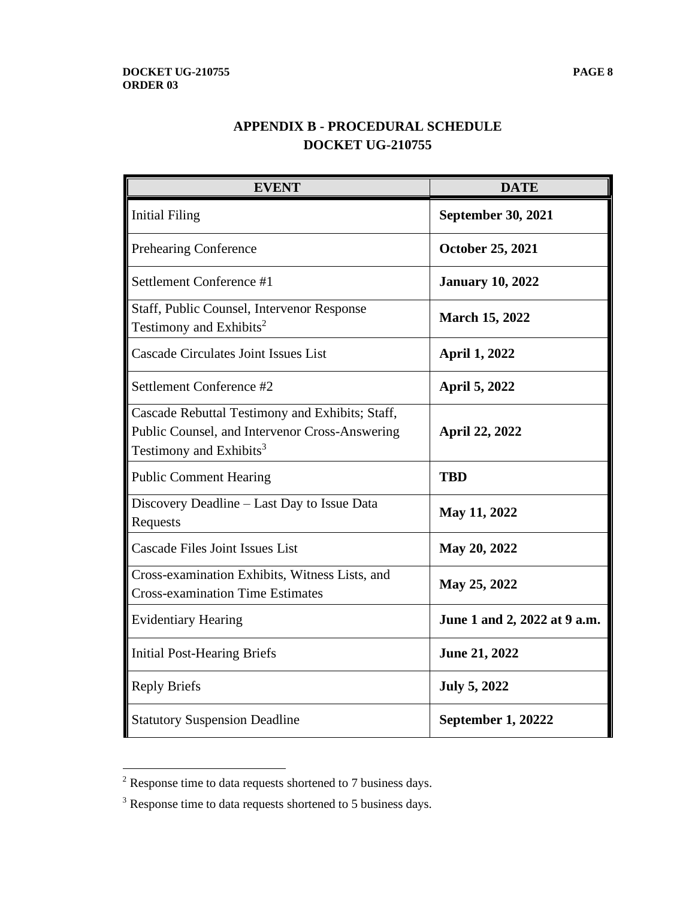## APPENDIX B - PROCEDURAL SCHEDULE
## DOCKET UG-210755

| EVENT | DATE |
|---|---|
| Initial Filing | **September 30, 2021** |
| Prehearing Conference | **October 25, 2021** |
| Settlement Conference #1 | **January 10, 2022** |
| Staff, Public Counsel, Intervenor Response Testimony and Exhibits[2] | **March 15, 2022** |
| Cascade Circulates Joint Issues List | **April 1, 2022** |
| Settlement Conference #2 | **April 5, 2022** |
| Cascade Rebuttal Testimony and Exhibits; Staff, Public Counsel, and Intervenor Cross-Answering Testimony and Exhibits[3] | **April 22, 2022** |
| Public Comment Hearing | **TBD** |
| Discovery Deadline – Last Day to Issue Data Requests | **May 11, 2022** |
| Cascade Files Joint Issues List | **May 20, 2022** |
| Cross-examination Exhibits, Witness Lists, and Cross-examination Time Estimates | **May 25, 2022** |
| Evidentiary Hearing | **June 1 and 2, 2022 at 9 a.m.** |
| Initial Post-Hearing Briefs | **June 21, 2022** |
| Reply Briefs | **July 5, 2022** |
| Statutory Suspension Deadline | **September 1, 20222** |

[2] Response time to data requests shortened to 7 business days.

[3] Response time to data requests shortened to 5 business days.